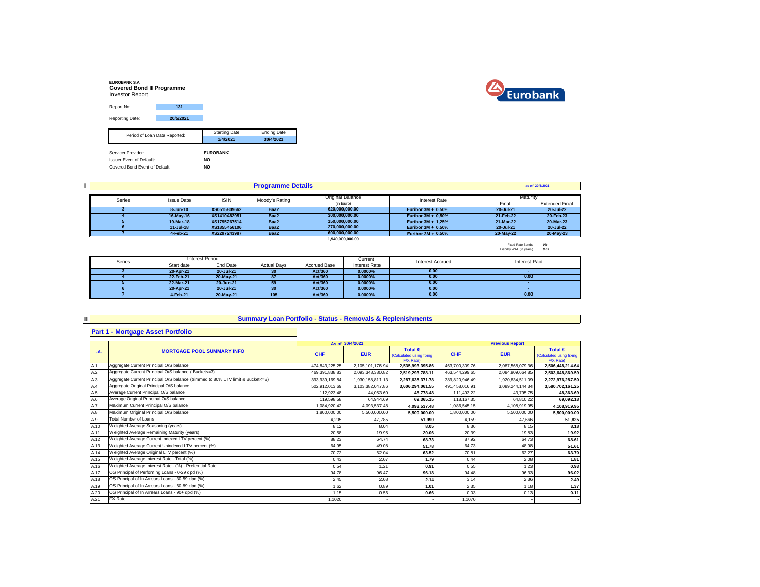**EUROBANK S.A.**
**Covered Bond II Programme**
Investor Report

| Report No: | 131 |
|---|---|
| Reporting Date: | 20/5/2021 |

| Period of Loan Data Reported: | Starting Date | Ending Date |
|---|---|---|
| | 1/4/2021 | 30/4/2021 |

| | |
|---|---|
| Servicer Provider: | EUROBANK |
| Issuer Event of Default: | NO |
| Covered Bond Event of Default: | NO |

## I Programme Details

as of 20/5/2021

| Series | Issue Date | ISIN | Moody's Rating | Original Balance (in Euro) | Interest Rate | Maturity Final | Maturity Extended Final |
|---|---|---|---|---|---|---|---|
| 3 | 8-Jun-10 | XS0515809662 | Baa2 | 620,000,000.00 | Euribor 3M + 0.50% | 20-Jul-21 | 20-Jul-22 |
| 4 | 16-May-16 | XS1410482951 | Baa2 | 300,000,000.00 | Euribor 3M + 0,50% | 21-Feb-22 | 20-Feb-23 |
| 5 | 19-Mar-18 | XS1795267514 | Baa2 | 150,000,000.00 | Euribor 3M + 1,25% | 21-Mar-22 | 20-Mar-23 |
| 6 | 11-Jul-18 | XS1855456106 | Baa2 | 270,000,000.00 | Euribor 3M + 0.50% | 20-Jul-21 | 20-Jul-22 |
| 7 | 4-Feb-21 | XS2297243987 | Baa2 | 600,000,000.00 | Euribor 3M + 0.50% | 20-May-22 | 20-May-23 |
| | | | | 1,940,000,000.00 | | | |

Fixed Rate Bonds *0%*
Liability WAL (in years) *0.63*

| Series | Interest Period Start date | Interest Period End Date | Actual Days | Accrued Base | Current Interest Rate | Interest Accrued | Interest Paid |
|---|---|---|---|---|---|---|---|
| 3 | 20-Apr-21 | 20-Jul-21 | 30 | Act/360 | 0.0000% | 0.00 | - |
| 4 | 22-Feb-21 | 20-May-21 | 87 | Act/360 | 0.0000% | 0.00 | 0.00 |
| 5 | 22-Mar-21 | 20-Jun-21 | 59 | Act/360 | 0.0000% | 0.00 | - |
| 6 | 20-Apr-21 | 20-Jul-21 | 30 | Act/360 | 0.0000% | 0.00 | - |
| 7 | 4-Feb-21 | 20-May-21 | 105 | Act/360 | 0.0000% | 0.00 | 0.00 |

## II Summary Loan Portfolio - Status - Removals & Replenishments

### Part 1 - Mortgage Asset Portfolio

| -A- | MORTGAGE POOL SUMMARY INFO | As of 30/4/2021 CHF | As of 30/4/2021 EUR | As of 30/4/2021 Total € (Calculated using fixing F/X Rate) | Previous Report CHF | Previous Report EUR | Previous Report Total € (Calculated using fixing F/X Rate) |
|---|---|---|---|---|---|---|---|
| A.1 | Aggregate Current Principal O/S balance | 474,843,225.25 | 2,105,101,176.94 | **2,535,993,395.86** | 463,700,309.76 | 2,087,568,079.36 | **2,506,448,214.64** |
| A.2 | Aggregate Current Principal O/S balance ( Bucket<=3) | 469,391,838.83 | 2,093,348,380.82 | **2,519,293,788.11** | 463,544,299.65 | 2,084,909,664.85 | **2,503,648,869.59** |
| A.3 | Aggregate Current Principal O/S balance (trimmed to 80% LTV limit & Bucket<=3) | 393,939,169.84 | 1,930,158,811.13 | **2,287,635,371.78** | 389,820,946.49 | 1,920,834,511.09 | **2,272,976,287.50** |
| A.4 | Aggregate Original Principal O/S balance | 502,912,013.69 | 3,103,382,047.86 | **3,606,294,061.55** | 491,458,016.91 | 3,089,244,144.34 | **3,580,702,161.25** |
| A.5 | Average Current Principal O/S balance | 112,923.48 | 44,053.60 | **48,778.48** | 111,493.22 | 43,795.75 | **48,363.69** |
| A.6 | Average Original Principal O/S balance | 119,598.58 | 64,944.69 | **69,365.15** | 118,167.35 | 64,810.22 | **69,092.18** |
| A.7 | Maximum Current Principal O/S balance | 1,084,920.42 | 4,093,537.48 | **4,093,537.48** | 1,086,545.15 | 4,108,919.95 | **4,108,919.95** |
| A.8 | Maximum Original Principal O/S balance | 1,800,000.00 | 5,500,000.00 | **5,500,000.00** | 1,800,000.00 | 5,500,000.00 | **5,500,000.00** |
| A.9 | Total Number of Loans | 4,205 | 47,785 | **51,990** | 4,159 | 47,666 | **51,825** |
| A.10 | Weighted Average Seasoning (years) | 8.12 | 8.04 | **8.05** | 8.36 | 8.15 | **8.18** |
| A.11 | Weighted Average Remaining Maturity (years) | 20.58 | 19.95 | **20.06** | 20.39 | 19.83 | **19.92** |
| A.12 | Weighted Average Current Indexed LTV percent (%) | 88.23 | 64.74 | **68.73** | 87.92 | 64.73 | **68.61** |
| A.13 | Weighted Average Current Unindexed LTV percent (%) | 64.95 | 49.08 | **51.78** | 64.73 | 48.98 | **51.61** |
| A.14 | Weighted Average Original LTV percent (%) | 70.72 | 62.04 | **63.52** | 70.81 | 62.27 | **63.70** |
| A.15 | Weighted Average Interest Rate - Total (%) | 0.43 | 2.07 | **1.79** | 0.44 | 2.08 | **1.81** |
| A.16 | Weighted Average Interest Rate - (%) - Preferntial Rate | 0.54 | 1.21 | **0.91** | 0.55 | 1.23 | **0.93** |
| A.17 | OS Principal of Perfoming Loans - 0-29 dpd (%) | 94.78 | 96.47 | **96.18** | 94.48 | 96.33 | **96.02** |
| A.18 | OS Principal of In Arrears Loans - 30-59 dpd (%) | 2.45 | 2.08 | **2.14** | 3.14 | 2.36 | **2.49** |
| A.19 | OS Principal of In Arrears Loans - 60-89 dpd (%) | 1.62 | 0.89 | **1.01** | 2.35 | 1.18 | **1.37** |
| A.20 | OS Principal of In Arrears Loans - 90+ dpd (%) | 1.15 | 0.56 | **0.66** | 0.03 | 0.13 | **0.11** |
| A.21 | FX Rate | 1.1020 | - | - | 1.1070 | - | - |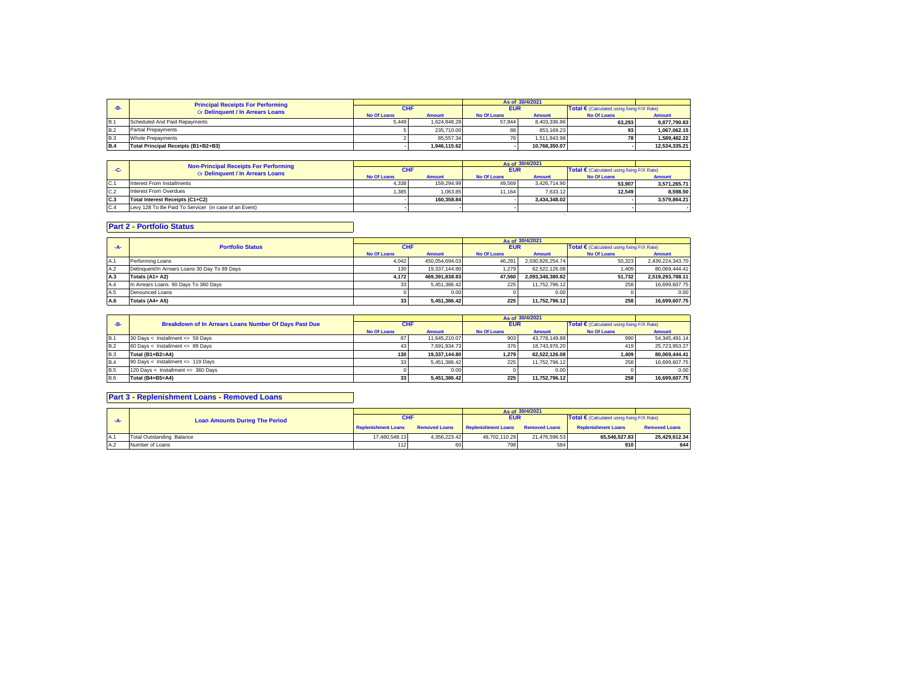| -B- | Principal Receipts For Performing Or Delinquent / In Arrears Loans | As of 30/4/2021 | | | | | |
|---|---|---|---|---|---|---|---|
| | | CHF | | EUR | | Total € (Calculated using fixing F/X Rate) | |
| | | No Of Loans | Amount | No Of Loans | Amount | No Of Loans | Amount |
| B.1 | Scheduled And Paid Repayments | 5,449 | 1,624,848.28 | 57,844 | 8,403,336.86 | 63,293 | 9,877,790.83 |
| B.2 | Partial Prepayments | 5 | 235,710.00 | 88 | 853,169.23 | 93 | 1,067,062.15 |
| B.3 | Whole Prepayments | 2 | 85,557.34 | 76 | 1,511,843.98 | 78 | 1,589,482.22 |
| B.4 | Total Principal Receipts (B1+B2+B3) | - | 1,946,115.62 | - | 10,768,350.07 | - | 12,534,335.21 |

| -C- | Non-Principal Receipts For Performing Or Delinquent / In Arrears Loans | As of 30/4/2021 | | | | | |
|---|---|---|---|---|---|---|---|
| | | CHF | | EUR | | Total € (Calculated using fixing F/X Rate) | |
| | | No Of Loans | Amount | No Of Loans | Amount | No Of Loans | Amount |
| C.1 | Interest From Installments | 4,338 | 159,294.99 | 49,569 | 3,426,714.90 | 53,907 | 3,571,265.71 |
| C.2 | Interest From Overdues | 1,385 | 1,063.85 | 11,164 | 7,633.12 | 12,549 | 8,598.50 |
| C.3 | Total Interest Receipts (C1+C2) | - | 160,358.84 | - | 3,434,348.02 | - | 3,579,864.21 |
| C.4 | Levy 128 To Be Paid To Servicer (in case of an Event) | - | - | - | - | - | - |

## Part 2 - Portfolio Status

| -A- | Portfolio Status | As of 30/4/2021 | | | | | |
|---|---|---|---|---|---|---|---|
| | | CHF | | EUR | | Total € (Calculated using fixing F/X Rate) | |
| | | No Of Loans | Amount | No Of Loans | Amount | No Of Loans | Amount |
| A.1 | Performing Loans | 4,042 | 450,054,694.03 | 46,281 | 2,030,826,254.74 | 50,323 | 2,439,224,343.70 |
| A.2 | Delinquent/In Arrears Loans 30 Day To 89 Days | 130 | 19,337,144.80 | 1,279 | 62,522,126.08 | 1,409 | 80,069,444.41 |
| A.3 | Totals (A1+ A2) | 4,172 | 469,391,838.83 | 47,560 | 2,093,348,380.82 | 51,732 | 2,519,293,788.11 |
| A.4 | In Arrears Loans 90 Days To 360 Days | 33 | 5,451,386.42 | 225 | 11,752,796.12 | 258 | 16,699,607.75 |
| A.5 | Denounced Loans | 0 | 0.00 | 0 | 0.00 | 0 | 0.00 |
| A.6 | Totals (A4+ A5) | 33 | 5,451,386.42 | 225 | 11,752,796.12 | 258 | 16,699,607.75 |

| -B- | Breakdown of In Arrears Loans Number Of Days Past Due | As of 30/4/2021 | | | | | |
|---|---|---|---|---|---|---|---|
| | | CHF | | EUR | | Total € (Calculated using fixing F/X Rate) | |
| | | No Of Loans | Amount | No Of Loans | Amount | No Of Loans | Amount |
| B.1 | 30 Days < Installment <= 59 Days | 87 | 11,645,210.07 | 903 | 43,778,149.88 | 990 | 54,345,491.14 |
| B.2 | 60 Days < Installment <= 89 Days | 43 | 7,691,934.73 | 376 | 18,743,976.20 | 419 | 25,723,953.27 |
| B.3 | Total (B1+B2=A4) | 130 | 19,337,144.80 | 1,279 | 62,522,126.08 | 1,409 | 80,069,444.41 |
| B.4 | 90 Days < Installment <= 119 Days | 33 | 5,451,386.42 | 225 | 11,752,796.12 | 258 | 16,699,607.75 |
| B.5 | 120 Days < Installment <= 360 Days | 0 | 0.00 | 0 | 0.00 | 0 | 0.00 |
| B.6 | Total (B4+B5=A4) | 33 | 5,451,386.42 | 225 | 11,752,796.12 | 258 | 16,699,607.75 |

## Part 3 - Replenishment Loans - Removed Loans

| -A- | Loan Amounts During The Period | As of 30/4/2021 | | | | | |
|---|---|---|---|---|---|---|---|
| | | CHF | | EUR | | Total € (Calculated using fixing F/X Rate) | |
| | | Replenishment Loans | Removed Loans | Replenishment Loans | Removed Loans | Replenishment Loans | Removed Loans |
| A.1 | Total Outstanding Balance | 17,460,548.13 | 4,356,223.42 | 49,702,110.29 | 21,476,596.53 | 65,546,527.83 | 25,429,612.34 |
| A.2 | Number of Loans | 112 | 60 | 798 | 584 | 910 | 644 |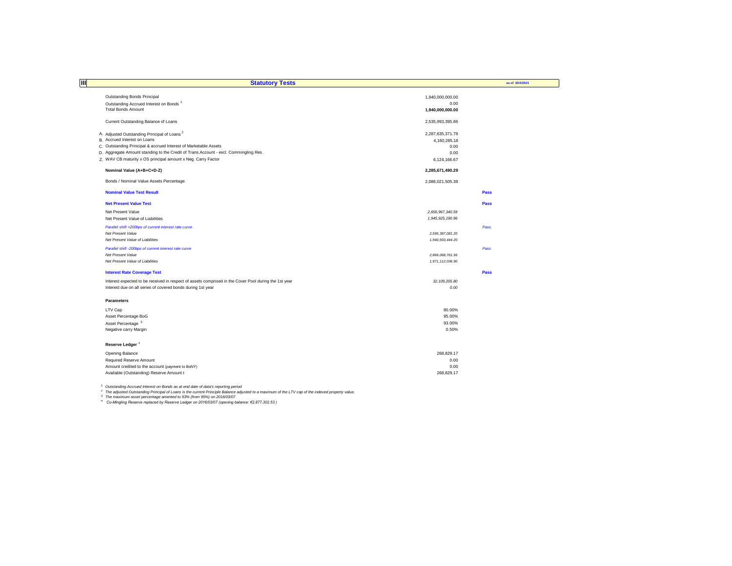## III Statutory Tests

as of 30/4/2021

| | | |
|---|---|---|
| Outstanding Bonds Principal | 1,940,000,000.00 | |
| Outstanding Accrued Interest on Bonds [1] | 0.00 | |
| Total Bonds Amount | **1,940,000,000.00** | |
| | | |
| Current Outstanding Balance of Loans | 2,535,993,395.86 | |
| | | |
| A. Adjusted Outstanding Principal of Loans [2] | 2,287,635,371.78 | |
| B. Accrued Interest on Loans | 4,160,285.18 | |
| C. Outstanding Principal & accrued Interest of Marketable Assets | 0.00 | |
| D. Aggregate Amount standing to the Credit of Trans.Account - excl. Commingling Res. | 0.00 | |
| Z. WAV CB maturity x OS principal amount x Neg. Carry Factor | 6,124,166.67 | |
| | | |
| **Nominal Value (A+B+C+D-Z)** | **2,285,671,490.29** | |
| | | |
| Bonds / Nominal Value Assets Percentage | 2,086,021,505.38 | |
| | | |
| **Nominal Value Test Result** | | **Pass** |
| | | |
| **Net Present Value Test** | | **Pass** |
| Net Present Value | *2,656,967,340.59* | |
| Net Present Value of Liabilities | *1,945,925,190.96* | |
| *Parallel shift +200bps of current interest rate curve* | | *Pass* |
| *Net Present Value* | *2,595,387,081.20* | |
| *Net Present Value of Liabilities* | *1,940,593,444.20* | |
| *Parallel shift -200bps of current interest rate curve* | | *Pass* |
| *Net Present Value* | *2,866,068,761.56* | |
| *Net Present Value of Liabilities* | *1,971,112,036.90* | |
| | | |
| **Interest Rate Coverage Test** | | **Pass** |
| Interest expected to be received in respect of assets comprised in the Cover Pool during the 1st year | *32,109,205.80* | |
| Interest due on all series of covered bonds during 1st year | *0.00* | |

**Parameters**

| | |
|---|---|
| LTV Cap | 80.00% |
| Asset Percentage BoG | 95.00% |
| Asset Percentage [3] | 93.00% |
| Negative carry Margin | 0.50% |

**Reserve Ledger** [4]

| | |
|---|---|
| Opening Balance | 268,829.17 |
| Required Reserve Amount | 0.00 |
| Amount credited to the account (payment to BoNY) | 0.00 |
| Available (Outstanding) Reserve Amount t | 268,829.17 |

*[1] Outstanding Accrued Interest on Bonds as at end date of data's reporting period*

*[2] The adjusted Outstanding Principal of Loans is the current Principle Balance adjusted to a maximum of the LTV cap of the indexed property value.*

*[3] The maximum asset percentage amented to 93% (from 95%) on 2016/03/07*

*[4] Co-Mingling Reserve replaced by Reserve Ledger on 2016/03/07 (opening balance: €2,877,302.53 )*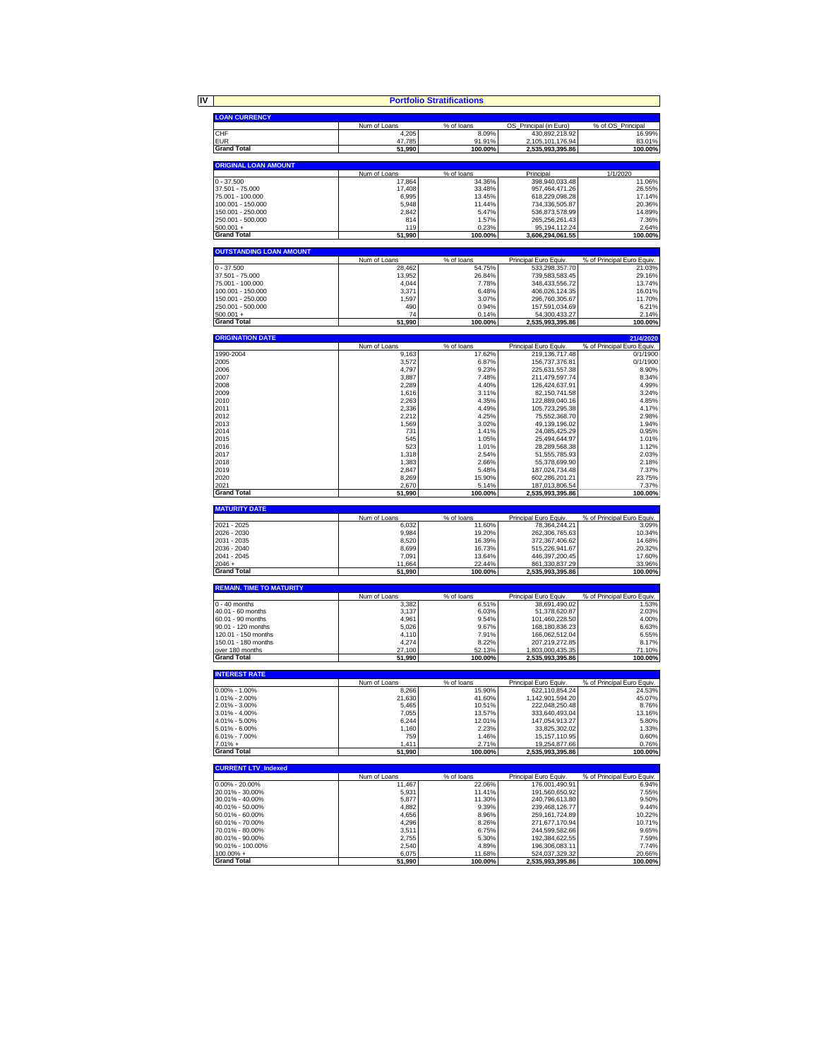## IV Portfolio Stratifications

| LOAN CURRENCY | Num of Loans | % of loans | OS_Principal (in Euro) | % of OS_Principal |
|---|---|---|---|---|
| CHF | 4,205 | 8.09% | 430,892,218.92 | 16.99% |
| EUR | 47,785 | 91.91% | 2,105,101,176.94 | 83.01% |
| **Grand Total** | **51,990** | **100.00%** | **2,535,993,395.86** | **100.00%** |

| ORIGINAL LOAN AMOUNT | Num of Loans | % of loans | Principal | 1/1/2020 |
|---|---|---|---|---|
| 0 - 37.500 | 17,864 | 34.36% | 398,940,033.48 | 11.06% |
| 37.501 - 75.000 | 17,408 | 33.48% | 957,464,471.26 | 26.55% |
| 75.001 - 100.000 | 6,995 | 13.45% | 618,229,098.28 | 17.14% |
| 100.001 - 150.000 | 5,948 | 11.44% | 734,336,505.87 | 20.36% |
| 150.001 - 250.000 | 2,842 | 5.47% | 536,873,578.99 | 14.89% |
| 250.001 - 500.000 | 814 | 1.57% | 265,256,261.43 | 7.36% |
| 500.001 + | 119 | 0.23% | 95,194,112.24 | 2.64% |
| **Grand Total** | **51,990** | **100.00%** | **3,606,294,061.55** | **100.00%** |

| OUTSTANDING LOAN AMOUNT | Num of Loans | % of loans | Principal Euro Equiv. | % of Principal Euro Equiv. |
|---|---|---|---|---|
| 0 - 37.500 | 28,462 | 54.75% | 533,298,357.70 | 21.03% |
| 37.501 - 75.000 | 13,952 | 26.84% | 739,583,583.45 | 29.16% |
| 75.001 - 100.000 | 4,044 | 7.78% | 348,433,556.72 | 13.74% |
| 100.001 - 150.000 | 3,371 | 6.48% | 406,026,124.35 | 16.01% |
| 150.001 - 250.000 | 1,597 | 3.07% | 296,760,305.67 | 11.70% |
| 250.001 - 500.000 | 490 | 0.94% | 157,591,034.69 | 6.21% |
| 500.001 + | 74 | 0.14% | 54,300,433.27 | 2.14% |
| **Grand Total** | **51,990** | **100.00%** | **2,535,993,395.86** | **100.00%** |

| ORIGINATION DATE | Num of Loans | % of loans | Principal Euro Equiv. | 21/4/2020 % of Principal Euro Equiv. |
|---|---|---|---|---|
| 1990-2004 | 9,163 | 17.62% | 219,136,717.48 | 0/1/1900 |
| 2005 | 3,572 | 6.87% | 156,737,376.81 | 0/1/1900 |
| 2006 | 4,797 | 9.23% | 225,631,557.38 | 8.90% |
| 2007 | 3,887 | 7.48% | 211,479,597.74 | 8.34% |
| 2008 | 2,289 | 4.40% | 126,424,637.91 | 4.99% |
| 2009 | 1,616 | 3.11% | 82,150,741.58 | 3.24% |
| 2010 | 2,263 | 4.35% | 122,889,040.16 | 4.85% |
| 2011 | 2,336 | 4.49% | 105,723,295.38 | 4.17% |
| 2012 | 2,212 | 4.25% | 75,552,368.70 | 2.98% |
| 2013 | 1,569 | 3.02% | 49,139,196.02 | 1.94% |
| 2014 | 731 | 1.41% | 24,085,425.29 | 0.95% |
| 2015 | 545 | 1.05% | 25,494,644.97 | 1.01% |
| 2016 | 523 | 1.01% | 28,289,568.38 | 1.12% |
| 2017 | 1,318 | 2.54% | 51,555,785.93 | 2.03% |
| 2018 | 1,383 | 2.66% | 55,378,699.90 | 2.18% |
| 2019 | 2,847 | 5.48% | 187,024,734.48 | 7.37% |
| 2020 | 8,269 | 15.90% | 602,286,201.21 | 23.75% |
| 2021 | 2,670 | 5.14% | 187,013,806.54 | 7.37% |
| **Grand Total** | **51,990** | **100.00%** | **2,535,993,395.86** | **100.00%** |

| MATURITY DATE | Num of Loans | % of loans | Principal Euro Equiv. | % of Principal Euro Equiv. |
|---|---|---|---|---|
| 2021 - 2025 | 6,032 | 11.60% | 78,364,244.21 | 3.09% |
| 2026 - 2030 | 9,984 | 19.20% | 262,306,765.63 | 10.34% |
| 2031 - 2035 | 8,520 | 16.39% | 372,367,406.62 | 14.68% |
| 2036 - 2040 | 8,699 | 16.73% | 515,226,941.67 | 20.32% |
| 2041 - 2045 | 7,091 | 13.64% | 446,397,200.45 | 17.60% |
| 2046 + | 11,664 | 22.44% | 861,330,837.29 | 33.96% |
| **Grand Total** | **51,990** | **100.00%** | **2,535,993,395.86** | **100.00%** |

| REMAIN. TIME TO MATURITY | Num of Loans | % of loans | Principal Euro Equiv. | % of Principal Euro Equiv. |
|---|---|---|---|---|
| 0 - 40 months | 3,382 | 6.51% | 38,691,490.02 | 1.53% |
| 40.01 - 60 months | 3,137 | 6.03% | 51,378,620.87 | 2.03% |
| 60.01 - 90 months | 4,961 | 9.54% | 101,460,228.50 | 4.00% |
| 90.01 - 120 months | 5,026 | 9.67% | 168,180,836.23 | 6.63% |
| 120.01 - 150 months | 4,110 | 7.91% | 166,062,512.04 | 6.55% |
| 150.01 - 180 months | 4,274 | 8.22% | 207,219,272.85 | 8.17% |
| over 180 months | 27,100 | 52.13% | 1,803,000,435.35 | 71.10% |
| **Grand Total** | **51,990** | **100.00%** | **2,535,993,395.86** | **100.00%** |

| INTEREST RATE | Num of Loans | % of loans | Principal Euro Equiv. | % of Principal Euro Equiv. |
|---|---|---|---|---|
| 0.00% - 1.00% | 8,266 | 15.90% | 622,110,854.24 | 24.53% |
| 1.01% - 2.00% | 21,630 | 41.60% | 1,142,901,594.20 | 45.07% |
| 2.01% - 3.00% | 5,465 | 10.51% | 222,048,250.48 | 8.76% |
| 3.01% - 4.00% | 7,055 | 13.57% | 333,640,493.04 | 13.16% |
| 4.01% - 5.00% | 6,244 | 12.01% | 147,054,913.27 | 5.80% |
| 5.01% - 6.00% | 1,160 | 2.23% | 33,825,302.02 | 1.33% |
| 6.01% - 7.00% | 759 | 1.46% | 15,157,110.95 | 0.60% |
| 7.01% + | 1,411 | 2.71% | 19,254,877.66 | 0.76% |
| **Grand Total** | **51,990** | **100.00%** | **2,535,993,395.86** | **100.00%** |

| CURRENT LTV_Indexed | Num of Loans | % of loans | Principal Euro Equiv. | % of Principal Euro Equiv. |
|---|---|---|---|---|
| 0.00% - 20.00% | 11,467 | 22.06% | 176,001,490.91 | 6.94% |
| 20.01% - 30.00% | 5,931 | 11.41% | 191,560,650.92 | 7.55% |
| 30.01% - 40.00% | 5,877 | 11.30% | 240,796,613.80 | 9.50% |
| 40.01% - 50.00% | 4,882 | 9.39% | 239,468,126.77 | 9.44% |
| 50.01% - 60.00% | 4,656 | 8.96% | 259,161,724.89 | 10.22% |
| 60.01% - 70.00% | 4,296 | 8.26% | 271,677,170.94 | 10.71% |
| 70.01% - 80.00% | 3,511 | 6.75% | 244,599,582.66 | 9.65% |
| 80.01% - 90.00% | 2,755 | 5.30% | 192,384,622.55 | 7.59% |
| 90.01% - 100.00% | 2,540 | 4.89% | 196,306,083.11 | 7.74% |
| 100.00% + | 6,075 | 11.68% | 524,037,329.32 | 20.66% |
| **Grand Total** | **51,990** | **100.00%** | **2,535,993,395.86** | **100.00%** |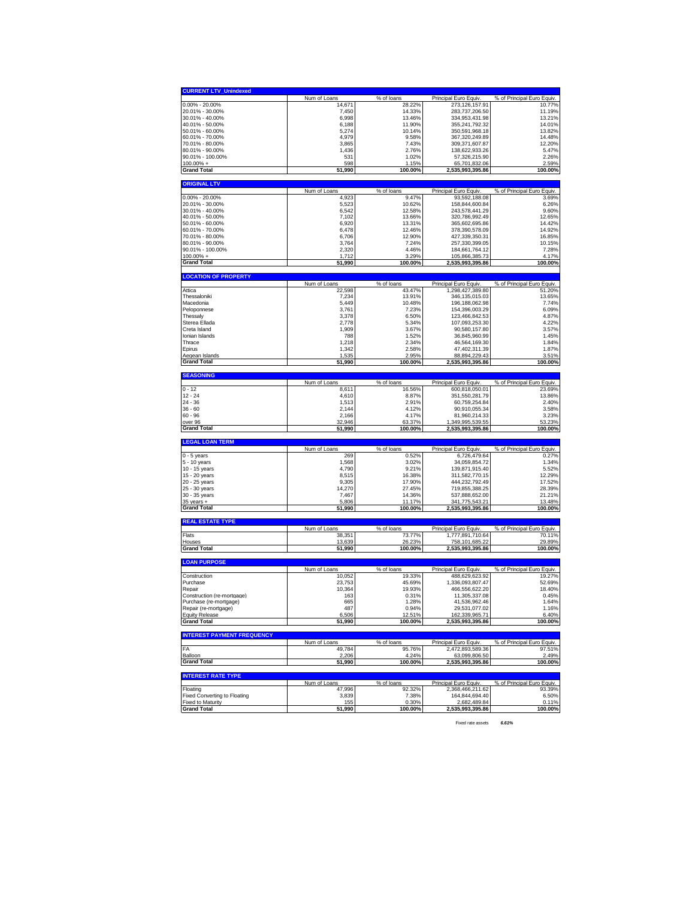| CURRENT LTV_Unindexed | Num of Loans | % of loans | Principal Euro Equiv. | % of Principal Euro Equiv. |
|---|---|---|---|---|
| 0.00% - 20.00% | 14,671 | 28.22% | 273,126,157.91 | 10.77% |
| 20.01% - 30.00% | 7,450 | 14.33% | 283,737,206.50 | 11.19% |
| 30.01% - 40.00% | 6,998 | 13.46% | 334,953,431.98 | 13.21% |
| 40.01% - 50.00% | 6,188 | 11.90% | 355,241,792.32 | 14.01% |
| 50.01% - 60.00% | 5,274 | 10.14% | 350,591,968.18 | 13.82% |
| 60.01% - 70.00% | 4,979 | 9.58% | 367,320,249.89 | 14.48% |
| 70.01% - 80.00% | 3,865 | 7.43% | 309,371,607.87 | 12.20% |
| 80.01% - 90.00% | 1,436 | 2.76% | 138,622,933.26 | 5.47% |
| 90.01% - 100.00% | 531 | 1.02% | 57,326,215.90 | 2.26% |
| 100.00% + | 598 | 1.15% | 65,701,832.06 | 2.59% |
| **Grand Total** | **51,990** | **100.00%** | **2,535,993,395.86** | **100.00%** |

| ORIGINAL LTV | Num of Loans | % of loans | Principal Euro Equiv. | % of Principal Euro Equiv. |
|---|---|---|---|---|
| 0.00% - 20.00% | 4,923 | 9.47% | 93,592,188.08 | 3.69% |
| 20.01% - 30.00% | 5,523 | 10.62% | 158,844,600.84 | 6.26% |
| 30.01% - 40.00% | 6,542 | 12.58% | 243,578,441.29 | 9.60% |
| 40.01% - 50.00% | 7,102 | 13.66% | 320,786,992.49 | 12.65% |
| 50.01% - 60.00% | 6,920 | 13.31% | 365,602,695.86 | 14.42% |
| 60.01% - 70.00% | 6,478 | 12.46% | 378,390,578.09 | 14.92% |
| 70.01% - 80.00% | 6,706 | 12.90% | 427,339,350.31 | 16.85% |
| 80.01% - 90.00% | 3,764 | 7.24% | 257,330,399.05 | 10.15% |
| 90.01% - 100.00% | 2,320 | 4.46% | 184,661,764.12 | 7.28% |
| 100.00% + | 1,712 | 3.29% | 105,866,385.73 | 4.17% |
| **Grand Total** | **51,990** | **100.00%** | **2,535,993,395.86** | **100.00%** |

| LOCATION OF PROPERTY | Num of Loans | % of loans | Principal Euro Equiv. | % of Principal Euro Equiv. |
|---|---|---|---|---|
| Attica | 22,598 | 43.47% | 1,298,427,389.80 | 51.20% |
| Thessaloniki | 7,234 | 13.91% | 346,135,015.03 | 13.65% |
| Macedonia | 5,449 | 10.48% | 196,188,062.98 | 7.74% |
| Peloponnese | 3,761 | 7.23% | 154,396,003.29 | 6.09% |
| Thessaly | 3,378 | 6.50% | 123,466,842.53 | 4.87% |
| Sterea Ellada | 2,778 | 5.34% | 107,093,253.30 | 4.22% |
| Creta Island | 1,909 | 3.67% | 90,580,157.80 | 3.57% |
| Ionian Islands | 788 | 1.52% | 36,845,960.99 | 1.45% |
| Thrace | 1,218 | 2.34% | 46,564,169.30 | 1.84% |
| Epirus | 1,342 | 2.58% | 47,402,311.39 | 1.87% |
| Aegean Islands | 1,535 | 2.95% | 88,894,229.43 | 3.51% |
| **Grand Total** | **51,990** | **100.00%** | **2,535,993,395.86** | **100.00%** |

| SEASONING | Num of Loans | % of loans | Principal Euro Equiv. | % of Principal Euro Equiv. |
|---|---|---|---|---|
| 0 - 12 | 8,611 | 16.56% | 600,818,050.01 | 23.69% |
| 12 - 24 | 4,610 | 8.87% | 351,550,281.79 | 13.86% |
| 24 - 36 | 1,513 | 2.91% | 60,759,254.84 | 2.40% |
| 36 - 60 | 2,144 | 4.12% | 90,910,055.34 | 3.58% |
| 60 - 96 | 2,166 | 4.17% | 81,960,214.33 | 3.23% |
| over 96 | 32,946 | 63.37% | 1,349,995,539.55 | 53.23% |
| **Grand Total** | **51,990** | **100.00%** | **2,535,993,395.86** | **100.00%** |

| LEGAL LOAN TERM | Num of Loans | % of loans | Principal Euro Equiv. | % of Principal Euro Equiv. |
|---|---|---|---|---|
| 0 - 5 years | 269 | 0.52% | 6,726,479.64 | 0.27% |
| 5 - 10 years | 1,568 | 3.02% | 34,059,854.72 | 1.34% |
| 10 - 15 years | 4,790 | 9.21% | 139,871,915.40 | 5.52% |
| 15 - 20 years | 8,515 | 16.38% | 311,582,770.15 | 12.29% |
| 20 - 25 years | 9,305 | 17.90% | 444,232,792.49 | 17.52% |
| 25 - 30 years | 14,270 | 27.45% | 719,855,388.25 | 28.39% |
| 30 - 35 years | 7,467 | 14.36% | 537,888,652.00 | 21.21% |
| 35 years + | 5,806 | 11.17% | 341,775,543.21 | 13.48% |
| **Grand Total** | **51,990** | **100.00%** | **2,535,993,395.86** | **100.00%** |

| REAL ESTATE TYPE | Num of Loans | % of loans | Principal Euro Equiv. | % of Principal Euro Equiv. |
|---|---|---|---|---|
| Flats | 38,351 | 73.77% | 1,777,891,710.64 | 70.11% |
| Houses | 13,639 | 26.23% | 758,101,685.22 | 29.89% |
| **Grand Total** | **51,990** | **100.00%** | **2,535,993,395.86** | **100.00%** |

| LOAN PURPOSE | Num of Loans | % of loans | Principal Euro Equiv. | % of Principal Euro Equiv. |
|---|---|---|---|---|
| Construction | 10,052 | 19.33% | 488,629,623.92 | 19.27% |
| Purchase | 23,753 | 45.69% | 1,336,093,807.47 | 52.69% |
| Repair | 10,364 | 19.93% | 466,556,622.20 | 18.40% |
| Construction (re-mortgage) | 163 | 0.31% | 11,305,337.08 | 0.45% |
| Purchase (re-mortgage) | 665 | 1.28% | 41,536,962.46 | 1.64% |
| Repair (re-mortgage) | 487 | 0.94% | 29,531,077.02 | 1.16% |
| Equity Release | 6,506 | 12.51% | 162,339,965.71 | 6.40% |
| **Grand Total** | **51,990** | **100.00%** | **2,535,993,395.86** | **100.00%** |

| INTEREST PAYMENT FREQUENCY | Num of Loans | % of loans | Principal Euro Equiv. | % of Principal Euro Equiv. |
|---|---|---|---|---|
| FA | 49,784 | 95.76% | 2,472,893,589.36 | 97.51% |
| Balloon | 2,206 | 4.24% | 63,099,806.50 | 2.49% |
| **Grand Total** | **51,990** | **100.00%** | **2,535,993,395.86** | **100.00%** |

| INTEREST RATE TYPE | Num of Loans | % of loans | Principal Euro Equiv. | % of Principal Euro Equiv. |
|---|---|---|---|---|
| Floating | 47,996 | 92.32% | 2,368,466,211.62 | 93.39% |
| Fixed Converting to Floating | 3,839 | 7.38% | 164,844,694.40 | 6.50% |
| Fixed to Maturity | 155 | 0.30% | 2,682,489.84 | 0.11% |
| **Grand Total** | **51,990** | **100.00%** | **2,535,993,395.86** | **100.00%** |

Fixed rate assets ***6.61%***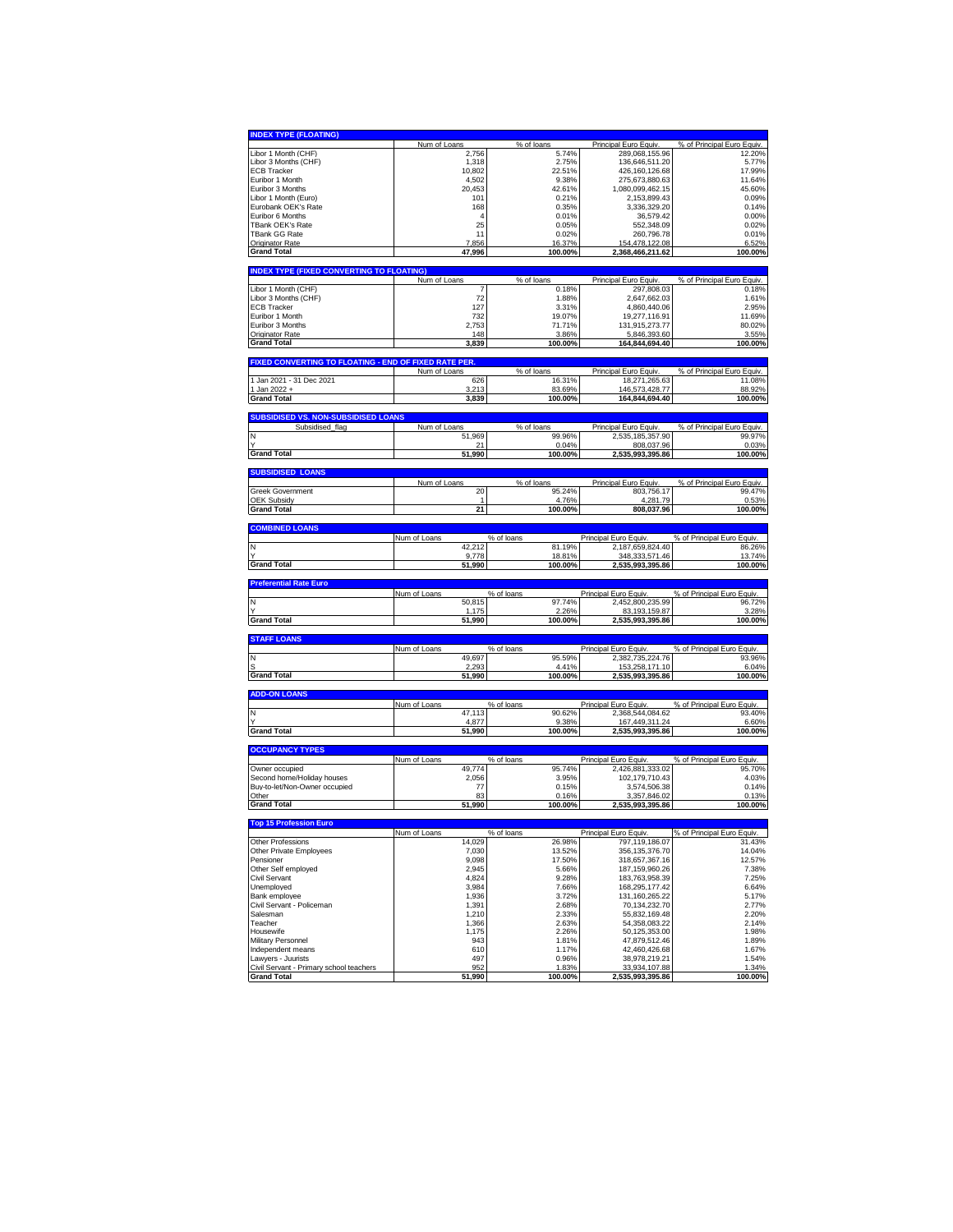| INDEX TYPE (FLOATING) | Num of Loans | % of loans | Principal Euro Equiv. | % of Principal Euro Equiv. |
|---|---|---|---|---|
| Libor 1 Month (CHF) | 2,756 | 5.74% | 289,068,155.96 | 12.20% |
| Libor 3 Months (CHF) | 1,318 | 2.75% | 136,646,511.20 | 5.77% |
| ECB Tracker | 10,802 | 22.51% | 426,160,126.68 | 17.99% |
| Euribor 1 Month | 4,502 | 9.38% | 275,673,880.63 | 11.64% |
| Euribor 3 Months | 20,453 | 42.61% | 1,080,099,462.15 | 45.60% |
| Libor 1 Month (Euro) | 101 | 0.21% | 2,153,899.43 | 0.09% |
| Eurobank OEK's Rate | 168 | 0.35% | 3,336,329.20 | 0.14% |
| Euribor 6 Months | 4 | 0.01% | 36,579.42 | 0.00% |
| TBank OEK's Rate | 25 | 0.05% | 552,348.09 | 0.02% |
| TBank GG Rate | 11 | 0.02% | 260,796.78 | 0.01% |
| Originator Rate | 7,856 | 16.37% | 154,478,122.08 | 6.52% |
| **Grand Total** | **47,996** | **100.00%** | **2,368,466,211.62** | **100.00%** |

| INDEX TYPE (FIXED CONVERTING TO FLOATING) | Num of Loans | % of loans | Principal Euro Equiv. | % of Principal Euro Equiv. |
|---|---|---|---|---|
| Libor 1 Month (CHF) | 7 | 0.18% | 297,808.03 | 0.18% |
| Libor 3 Months (CHF) | 72 | 1.88% | 2,647,662.03 | 1.61% |
| ECB Tracker | 127 | 3.31% | 4,860,440.06 | 2.95% |
| Euribor 1 Month | 732 | 19.07% | 19,277,116.91 | 11.69% |
| Euribor 3 Months | 2,753 | 71.71% | 131,915,273.77 | 80.02% |
| Originator Rate | 148 | 3.86% | 5,846,393.60 | 3.55% |
| **Grand Total** | **3,839** | **100.00%** | **164,844,694.40** | **100.00%** |

| FIXED CONVERTING TO FLOATING - END OF FIXED RATE PER. | Num of Loans | % of loans | Principal Euro Equiv. | % of Principal Euro Equiv. |
|---|---|---|---|---|
| 1 Jan 2021 - 31 Dec 2021 | 626 | 16.31% | 18,271,265.63 | 11.08% |
| 1 Jan 2022 + | 3,213 | 83.69% | 146,573,428.77 | 88.92% |
| **Grand Total** | **3,839** | **100.00%** | **164,844,694.40** | **100.00%** |

| SUBSIDISED VS. NON-SUBSIDISED LOANS | | | | |
|---|---|---|---|---|
| Subsidised_flag | Num of Loans | % of loans | Principal Euro Equiv. | % of Principal Euro Equiv. |
| N | 51,969 | 99.96% | 2,535,185,357.90 | 99.97% |
| Y | 21 | 0.04% | 808,037.96 | 0.03% |
| **Grand Total** | **51,990** | **100.00%** | **2,535,993,395.86** | **100.00%** |

| SUBSIDISED LOANS | Num of Loans | % of loans | Principal Euro Equiv. | % of Principal Euro Equiv. |
|---|---|---|---|---|
| Greek Government | 20 | 95.24% | 803,756.17 | 99.47% |
| OEK Subsidy | 1 | 4.76% | 4,281.79 | 0.53% |
| **Grand Total** | **21** | **100.00%** | **808,037.96** | **100.00%** |

| COMBINED LOANS | Num of Loans | % of loans | Principal Euro Equiv. | % of Principal Euro Equiv. |
|---|---|---|---|---|
| N | 42,212 | 81.19% | 2,187,659,824.40 | 86.26% |
| Y | 9,778 | 18.81% | 348,333,571.46 | 13.74% |
| **Grand Total** | **51,990** | **100.00%** | **2,535,993,395.86** | **100.00%** |

| Preferential Rate Euro | Num of Loans | % of loans | Principal Euro Equiv. | % of Principal Euro Equiv. |
|---|---|---|---|---|
| N | 50,815 | 97.74% | 2,452,800,235.99 | 96.72% |
| Y | 1,175 | 2.26% | 83,193,159.87 | 3.28% |
| **Grand Total** | **51,990** | **100.00%** | **2,535,993,395.86** | **100.00%** |

| STAFF LOANS | Num of Loans | % of loans | Principal Euro Equiv. | % of Principal Euro Equiv. |
|---|---|---|---|---|
| N | 49,697 | 95.59% | 2,382,735,224.76 | 93.96% |
| S | 2,293 | 4.41% | 153,258,171.10 | 6.04% |
| **Grand Total** | **51,990** | **100.00%** | **2,535,993,395.86** | **100.00%** |

| ADD-ON LOANS | Num of Loans | % of loans | Principal Euro Equiv. | % of Principal Euro Equiv. |
|---|---|---|---|---|
| N | 47,113 | 90.62% | 2,368,544,084.62 | 93.40% |
| Y | 4,877 | 9.38% | 167,449,311.24 | 6.60% |
| **Grand Total** | **51,990** | **100.00%** | **2,535,993,395.86** | **100.00%** |

| OCCUPANCY TYPES | Num of Loans | % of loans | Principal Euro Equiv. | % of Principal Euro Equiv. |
|---|---|---|---|---|
| Owner occupied | 49,774 | 95.74% | 2,426,881,333.02 | 95.70% |
| Second home/Holiday houses | 2,056 | 3.95% | 102,179,710.43 | 4.03% |
| Buy-to-let/Non-Owner occupied | 77 | 0.15% | 3,574,506.38 | 0.14% |
| Other | 83 | 0.16% | 3,357,846.02 | 0.13% |
| **Grand Total** | **51,990** | **100.00%** | **2,535,993,395.86** | **100.00%** |

| Top 15 Profession Euro | Num of Loans | % of loans | Principal Euro Equiv. | % of Principal Euro Equiv. |
|---|---|---|---|---|
| Other Professions | 14,029 | 26.98% | 797,119,186.07 | 31.43% |
| Other Private Employees | 7,030 | 13.52% | 356,135,376.70 | 14.04% |
| Pensioner | 9,098 | 17.50% | 318,657,367.16 | 12.57% |
| Other Self employed | 2,945 | 5.66% | 187,159,960.26 | 7.38% |
| Civil Servant | 4,824 | 9.28% | 183,763,958.39 | 7.25% |
| Unemployed | 3,984 | 7.66% | 168,295,177.42 | 6.64% |
| Bank employee | 1,936 | 3.72% | 131,160,265.22 | 5.17% |
| Civil Servant - Policeman | 1,391 | 2.68% | 70,134,232.70 | 2.77% |
| Salesman | 1,210 | 2.33% | 55,832,169.48 | 2.20% |
| Teacher | 1,366 | 2.63% | 54,358,083.22 | 2.14% |
| Housewife | 1,175 | 2.26% | 50,125,353.00 | 1.98% |
| Military Personnel | 943 | 1.81% | 47,879,512.46 | 1.89% |
| Independent means | 610 | 1.17% | 42,460,426.68 | 1.67% |
| Lawyers - Juurists | 497 | 0.96% | 38,978,219.21 | 1.54% |
| Civil Servant - Primary school teachers | 952 | 1.83% | 33,934,107.88 | 1.34% |
| **Grand Total** | **51,990** | **100.00%** | **2,535,993,395.86** | **100.00%** |